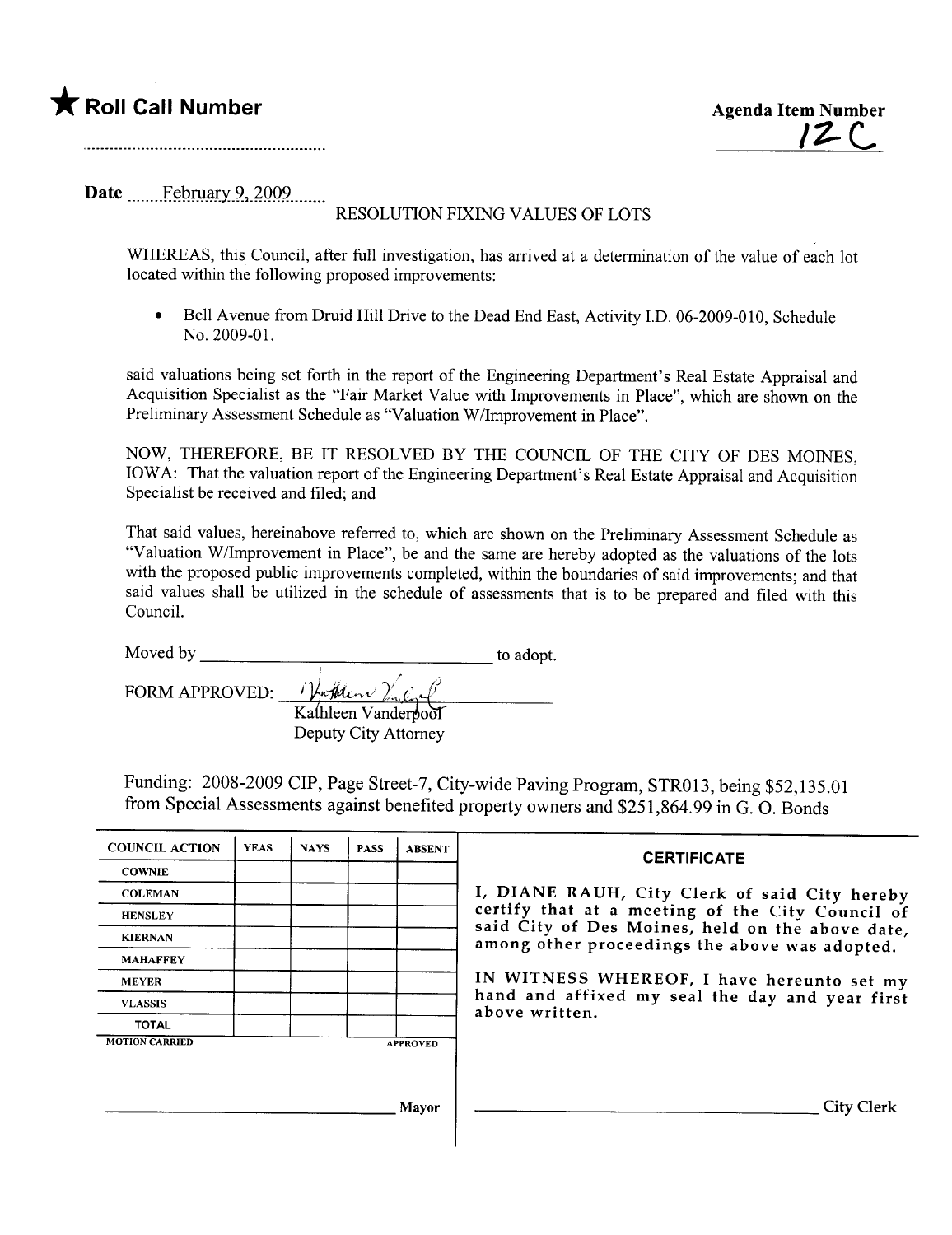★ **Roll Call Number**

.........................................................

**Agenda Item Number**

12C

Date ........February 9, 2009........

RESOLUTION FIXING VALUES OF LOTS

WHEREAS, this Council, after full investigation, has arrived at a determination of the value of each lot located within the following proposed improvements:

- Bell Avenue from Druid Hill Drive to the Dead End East, Activity I.D. 06-2009-010, Schedule No. 2009-01.

said valuations being set forth in the report of the Engineering Department's Real Estate Appraisal and Acquisition Specialist as the "Fair Market Value with Improvements in Place", which are shown on the Preliminary Assessment Schedule as "Valuation W/Improvement in Place".

NOW, THEREFORE, BE IT RESOLVED BY THE COUNCIL OF THE CITY OF DES MOINES, IOWA: That the valuation report of the Engineering Department's Real Estate Appraisal and Acquisition Specialist be received and filed; and

That said values, hereinabove referred to, which are shown on the Preliminary Assessment Schedule as "Valuation W/Improvement in Place", be and the same are hereby adopted as the valuations of the lots with the proposed public improvements completed, within the boundaries of said improvements; and that said values shall be utilized in the schedule of assessments that is to be prepared and filed with this Council.

Moved by ________________________________ to adopt.

FORM APPROVED: Kathleen Vanderpool
Kathleen Vanderpool
Deputy City Attorney

Funding: 2008-2009 CIP, Page Street-7, City-wide Paving Program, STR013, being $52,135.01 from Special Assessments against benefited property owners and $251,864.99 in G. O. Bonds

| COUNCIL ACTION | YEAS | NAYS | PASS | ABSENT |
|---|---|---|---|---|
| COWNIE | | | | |
| COLEMAN | | | | |
| HENSLEY | | | | |
| KIERNAN | | | | |
| MAHAFFEY | | | | |
| MEYER | | | | |
| VLASSIS | | | | |
| TOTAL | | | | |
| MOTION CARRIED | | | | APPROVED |

________________________________ Mayor

**CERTIFICATE**

I, DIANE RAUH, City Clerk of said City hereby certify that at a meeting of the City Council of said City of Des Moines, held on the above date, among other proceedings the above was adopted.

IN WITNESS WHEREOF, I have hereunto set my hand and affixed my seal the day and year first above written.

________________________________ City Clerk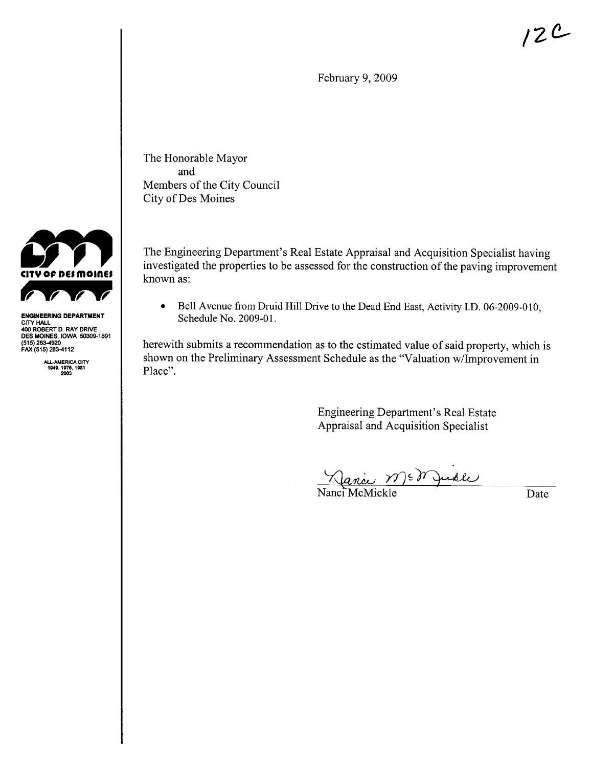12C

February 9, 2009

The Honorable Mayor
and
Members of the City Council
City of Des Moines

CITY OF DES MOINES

ENGINEERING DEPARTMENT
CITY HALL
400 ROBERT D. RAY DRIVE
DES MOINES, IOWA 50309-1891
(515) 283-4920
FAX (515) 283-4112

ALL-AMERICA CITY
1949, 1976, 1981
2003

The Engineering Department's Real Estate Appraisal and Acquisition Specialist having investigated the properties to be assessed for the construction of the paving improvement known as:

- Bell Avenue from Druid Hill Drive to the Dead End East, Activity I.D. 06-2009-010, Schedule No. 2009-01.

herewith submits a recommendation as to the estimated value of said property, which is shown on the Preliminary Assessment Schedule as the "Valuation w/Improvement in Place".

Engineering Department's Real Estate
Appraisal and Acquisition Specialist

Nanci McMickle

Nanci McMickle                    Date